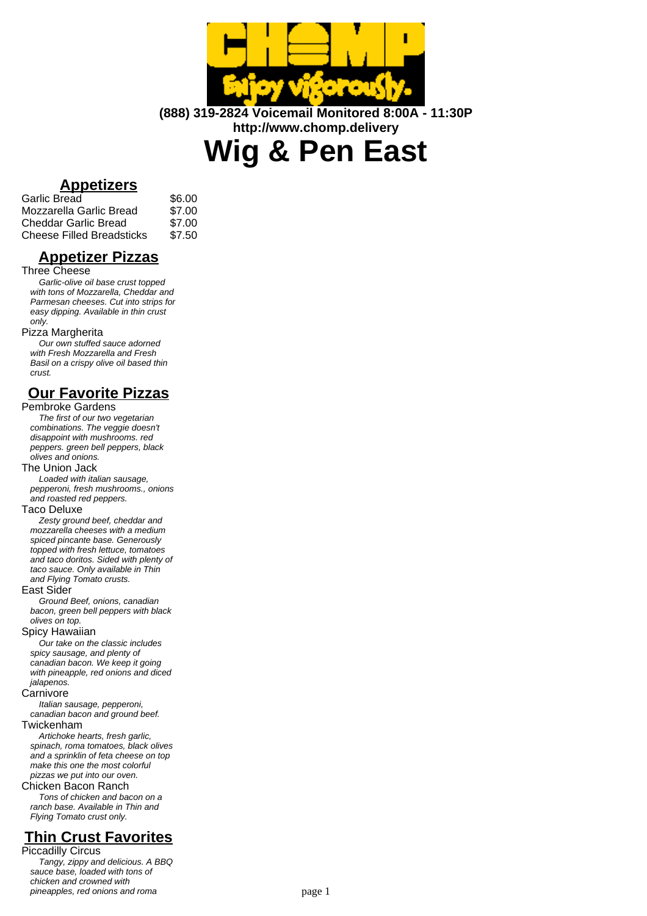**(888) 319-2824 Voicemail Monitored 8:00A - 11:30P**
**http://www.chomp.delivery**

# Wig & Pen East

## Appetizers

| | |
|---|---|
| Garlic Bread | $6.00 |
| Mozzarella Garlic Bread | $7.00 |
| Cheddar Garlic Bread | $7.00 |
| Cheese Filled Breadsticks | $7.50 |

## Appetizer Pizzas

Three Cheese

*Garlic-olive oil base crust topped with tons of Mozzarella, Cheddar and Parmesan cheeses. Cut into strips for easy dipping. Available in thin crust only.*

Pizza Margherita

*Our own stuffed sauce adorned with Fresh Mozzarella and Fresh Basil on a crispy olive oil based thin crust.*

## Our Favorite Pizzas

Pembroke Gardens

*The first of our two vegetarian combinations. The veggie doesn't disappoint with mushrooms. red peppers. green bell peppers, black olives and onions.*

The Union Jack

*Loaded with italian sausage, pepperoni, fresh mushrooms., onions and roasted red peppers.*

Taco Deluxe

*Zesty ground beef, cheddar and mozzarella cheeses with a medium spiced pincante base. Generously topped with fresh lettuce, tomatoes and taco doritos. Sided with plenty of taco sauce. Only available in Thin and Flying Tomato crusts.*

East Sider

*Ground Beef, onions, canadian bacon, green bell peppers with black olives on top.*

Spicy Hawaiian

*Our take on the classic includes spicy sausage, and plenty of canadian bacon. We keep it going with pineapple, red onions and diced jalapenos.*

Carnivore

*Italian sausage, pepperoni, canadian bacon and ground beef.*

Twickenham

*Artichoke hearts, fresh garlic, spinach, roma tomatoes, black olives and a sprinklin of feta cheese on top make this one the most colorful pizzas we put into our oven.*

Chicken Bacon Ranch

*Tons of chicken and bacon on a ranch base. Available in Thin and Flying Tomato crust only.*

## Thin Crust Favorites

Piccadilly Circus

*Tangy, zippy and delicious. A BBQ sauce base, loaded with tons of chicken and crowned with pineapples, red onions and roma*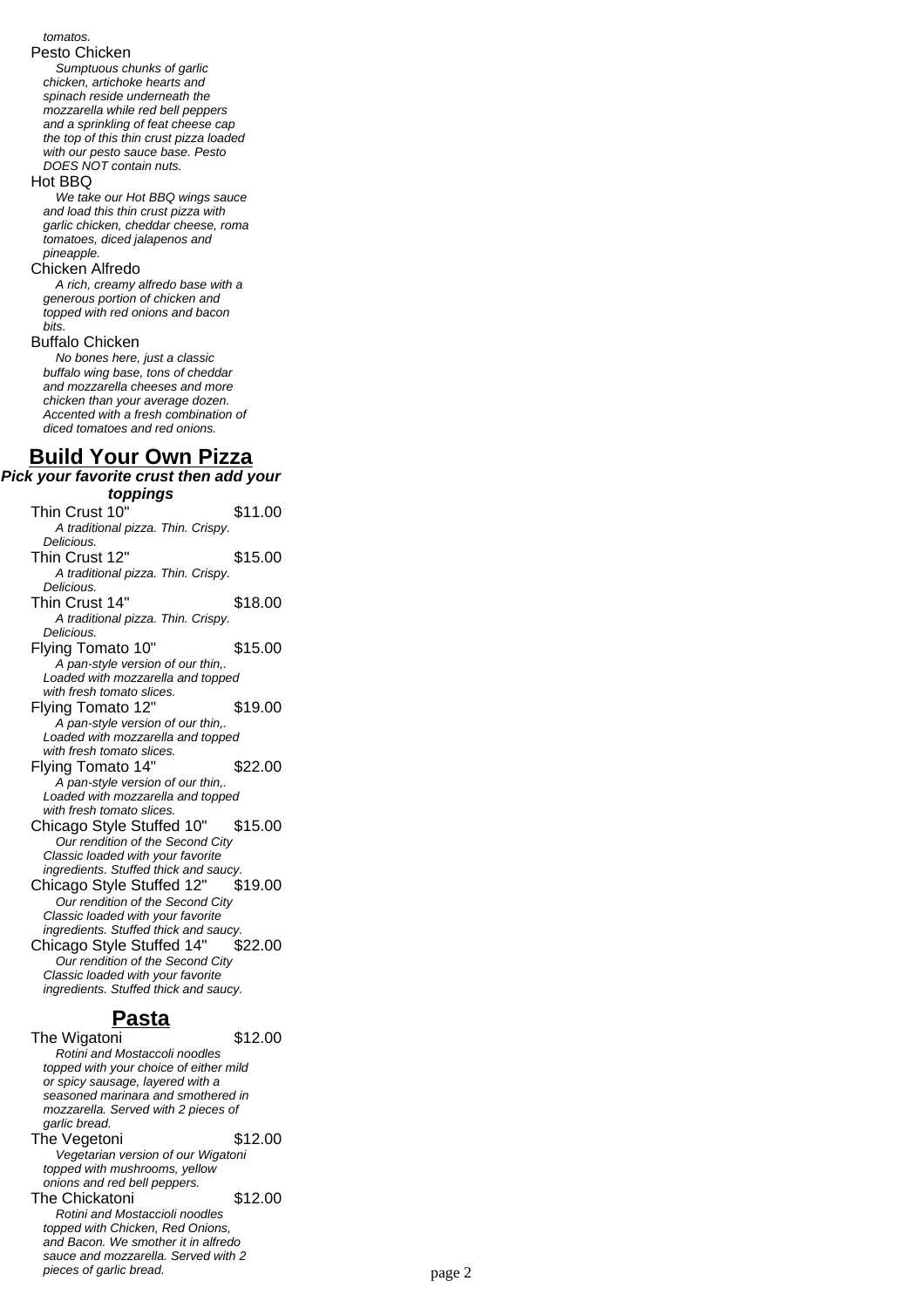*tomatos.*

Pesto Chicken

*Sumptuous chunks of garlic chicken, artichoke hearts and spinach reside underneath the mozzarella while red bell peppers and a sprinkling of feat cheese cap the top of this thin crust pizza loaded with our pesto sauce base. Pesto DOES NOT contain nuts.*

Hot BBQ

*We take our Hot BBQ wings sauce and load this thin crust pizza with garlic chicken, cheddar cheese, roma tomatoes, diced jalapenos and pineapple.*

Chicken Alfredo

*A rich, creamy alfredo base with a generous portion of chicken and topped with red onions and bacon bits.*

Buffalo Chicken

*No bones here, just a classic buffalo wing base, tons of cheddar and mozzarella cheeses and more chicken than your average dozen. Accented with a fresh combination of diced tomatoes and red onions.*

## Build Your Own Pizza

***Pick your favorite crust then add your toppings***

Thin Crust 10" — $11.00

*A traditional pizza. Thin. Crispy. Delicious.*

Thin Crust 12" — $15.00

*A traditional pizza. Thin. Crispy. Delicious.*

Thin Crust 14" — $18.00

*A traditional pizza. Thin. Crispy. Delicious.*

Flying Tomato 10" — $15.00

*A pan-style version of our thin,. Loaded with mozzarella and topped with fresh tomato slices.*

Flying Tomato 12" — $19.00

*A pan-style version of our thin,. Loaded with mozzarella and topped with fresh tomato slices.*

Flying Tomato 14" — $22.00

*A pan-style version of our thin,. Loaded with mozzarella and topped with fresh tomato slices.*

Chicago Style Stuffed 10" — $15.00

*Our rendition of the Second City Classic loaded with your favorite ingredients. Stuffed thick and saucy.*

Chicago Style Stuffed 12" — $19.00

*Our rendition of the Second City Classic loaded with your favorite ingredients. Stuffed thick and saucy.*

Chicago Style Stuffed 14" — $22.00

*Our rendition of the Second City Classic loaded with your favorite ingredients. Stuffed thick and saucy.*

## Pasta

The Wigatoni — $12.00

*Rotini and Mostaccoli noodles topped with your choice of either mild or spicy sausage, layered with a seasoned marinara and smothered in mozzarella. Served with 2 pieces of garlic bread.*

The Vegetoni — $12.00

*Vegetarian version of our Wigatoni topped with mushrooms, yellow onions and red bell peppers.*

The Chickatoni — $12.00

*Rotini and Mostaccioli noodles topped with Chicken, Red Onions, and Bacon. We smother it in alfredo sauce and mozzarella. Served with 2 pieces of garlic bread.*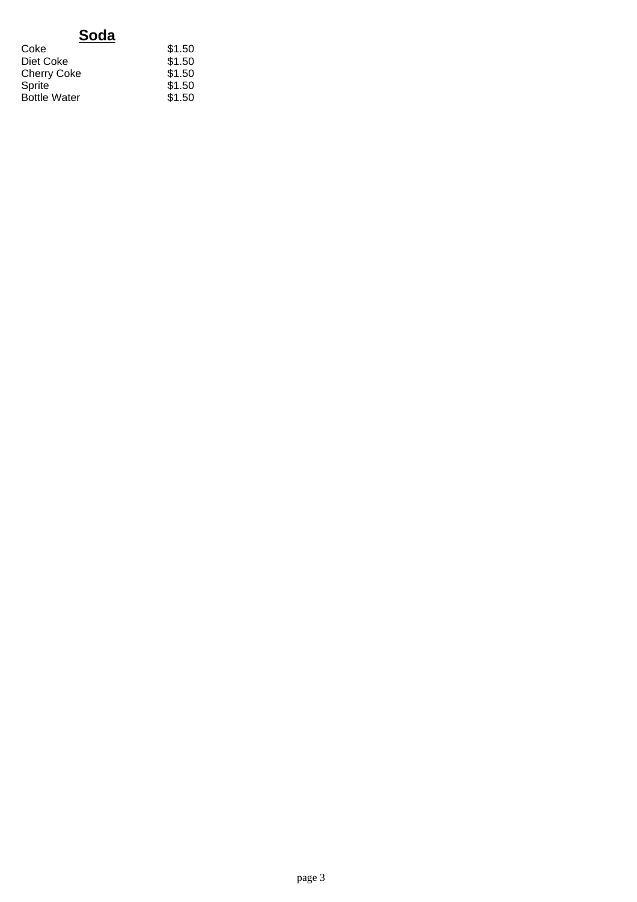## Soda

| | |
|---|---|
| Coke | $1.50 |
| Diet Coke | $1.50 |
| Cherry Coke | $1.50 |
| Sprite | $1.50 |
| Bottle Water | $1.50 |